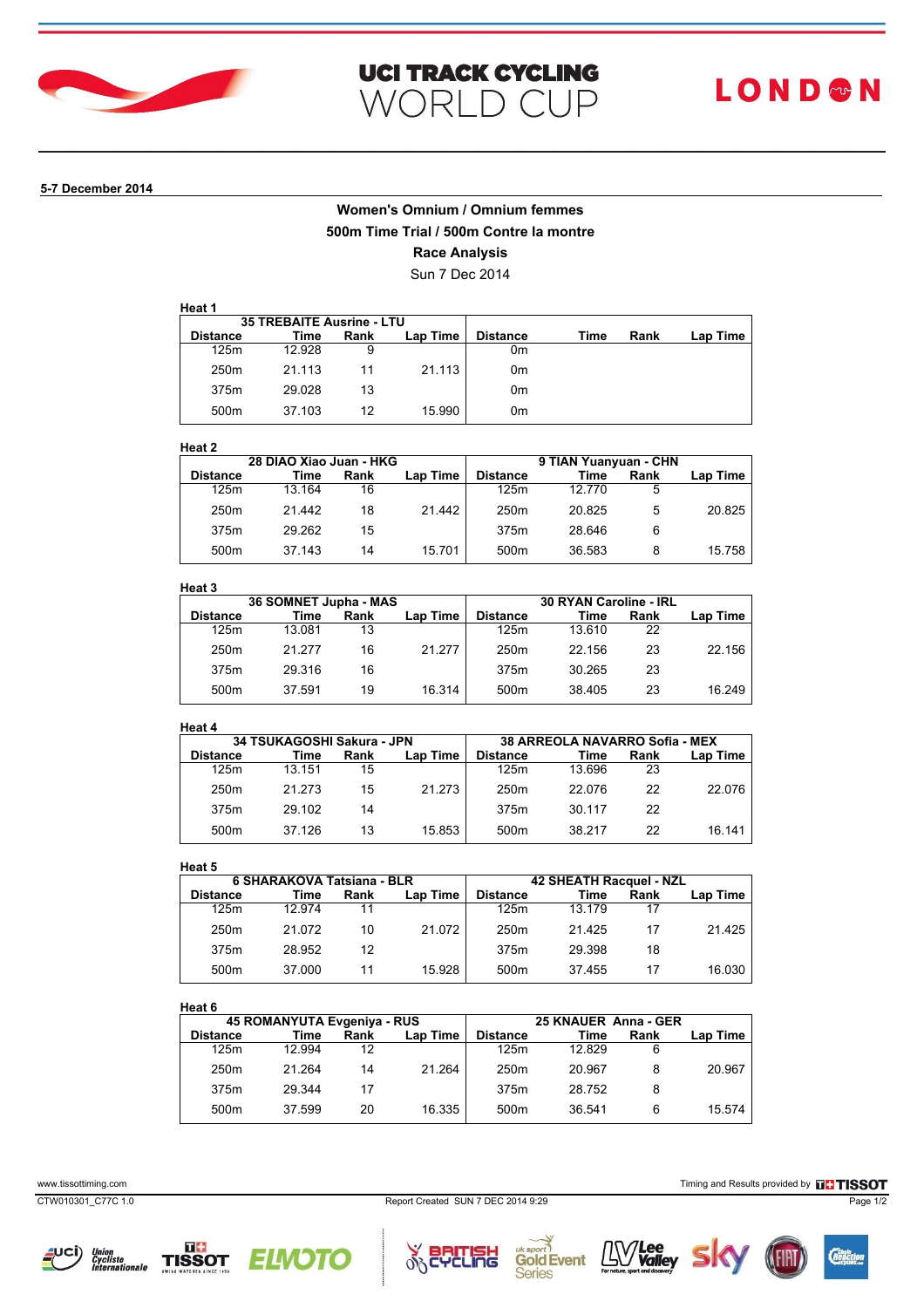# UCI TRACK CYCLING WORLD CUP

LONDON

**5-7 December 2014**

## Women's Omnium / Omnium femmes

## 500m Time Trial / 500m Contre la montre

## Race Analysis

Sun 7 Dec 2014

**Heat 1**

| 35 TREBAITE Ausrine - LTU | | | | | | | |
|---|---|---|---|---|---|---|---|
| **Distance** | **Time** | **Rank** | **Lap Time** | **Distance** | **Time** | **Rank** | **Lap Time** |
| 125m | 12.928 | 9 | | 0m | | | |
| 250m | 21.113 | 11 | 21.113 | 0m | | | |
| 375m | 29.028 | 13 | | 0m | | | |
| 500m | 37.103 | 12 | 15.990 | 0m | | | |

**Heat 2**

| 28 DIAO Xiao Juan - HKG | | | | 9 TIAN Yuanyuan - CHN | | | |
|---|---|---|---|---|---|---|---|
| **Distance** | **Time** | **Rank** | **Lap Time** | **Distance** | **Time** | **Rank** | **Lap Time** |
| 125m | 13.164 | 16 | | 125m | 12.770 | 5 | |
| 250m | 21.442 | 18 | 21.442 | 250m | 20.825 | 5 | 20.825 |
| 375m | 29.262 | 15 | | 375m | 28.646 | 6 | |
| 500m | 37.143 | 14 | 15.701 | 500m | 36.583 | 8 | 15.758 |

**Heat 3**

| 36 SOMNET Jupha - MAS | | | | 30 RYAN Caroline - IRL | | | |
|---|---|---|---|---|---|---|---|
| **Distance** | **Time** | **Rank** | **Lap Time** | **Distance** | **Time** | **Rank** | **Lap Time** |
| 125m | 13.081 | 13 | | 125m | 13.610 | 22 | |
| 250m | 21.277 | 16 | 21.277 | 250m | 22.156 | 23 | 22.156 |
| 375m | 29.316 | 16 | | 375m | 30.265 | 23 | |
| 500m | 37.591 | 19 | 16.314 | 500m | 38.405 | 23 | 16.249 |

**Heat 4**

| 34 TSUKAGOSHI Sakura - JPN | | | | 38 ARREOLA NAVARRO Sofia - MEX | | | |
|---|---|---|---|---|---|---|---|
| **Distance** | **Time** | **Rank** | **Lap Time** | **Distance** | **Time** | **Rank** | **Lap Time** |
| 125m | 13.151 | 15 | | 125m | 13.696 | 23 | |
| 250m | 21.273 | 15 | 21.273 | 250m | 22.076 | 22 | 22.076 |
| 375m | 29.102 | 14 | | 375m | 30.117 | 22 | |
| 500m | 37.126 | 13 | 15.853 | 500m | 38.217 | 22 | 16.141 |

**Heat 5**

| 6 SHARAKOVA Tatsiana - BLR | | | | 42 SHEATH Racquel - NZL | | | |
|---|---|---|---|---|---|---|---|
| **Distance** | **Time** | **Rank** | **Lap Time** | **Distance** | **Time** | **Rank** | **Lap Time** |
| 125m | 12.974 | 11 | | 125m | 13.179 | 17 | |
| 250m | 21.072 | 10 | 21.072 | 250m | 21.425 | 17 | 21.425 |
| 375m | 28.952 | 12 | | 375m | 29.398 | 18 | |
| 500m | 37.000 | 11 | 15.928 | 500m | 37.455 | 17 | 16.030 |

**Heat 6**

| 45 ROMANYUTA Evgeniya - RUS | | | | 25 KNAUER Anna - GER | | | |
|---|---|---|---|---|---|---|---|
| **Distance** | **Time** | **Rank** | **Lap Time** | **Distance** | **Time** | **Rank** | **Lap Time** |
| 125m | 12.994 | 12 | | 125m | 12.829 | 6 | |
| 250m | 21.264 | 14 | 21.264 | 250m | 20.967 | 8 | 20.967 |
| 375m | 29.344 | 17 | | 375m | 28.752 | 8 | |
| 500m | 37.599 | 20 | 16.335 | 500m | 36.541 | 6 | 15.574 |

www.tissottiming.com

Timing and Results provided by TISSOT

CTW010301_C77C 1.0

Report Created SUN 7 DEC 2014 9:29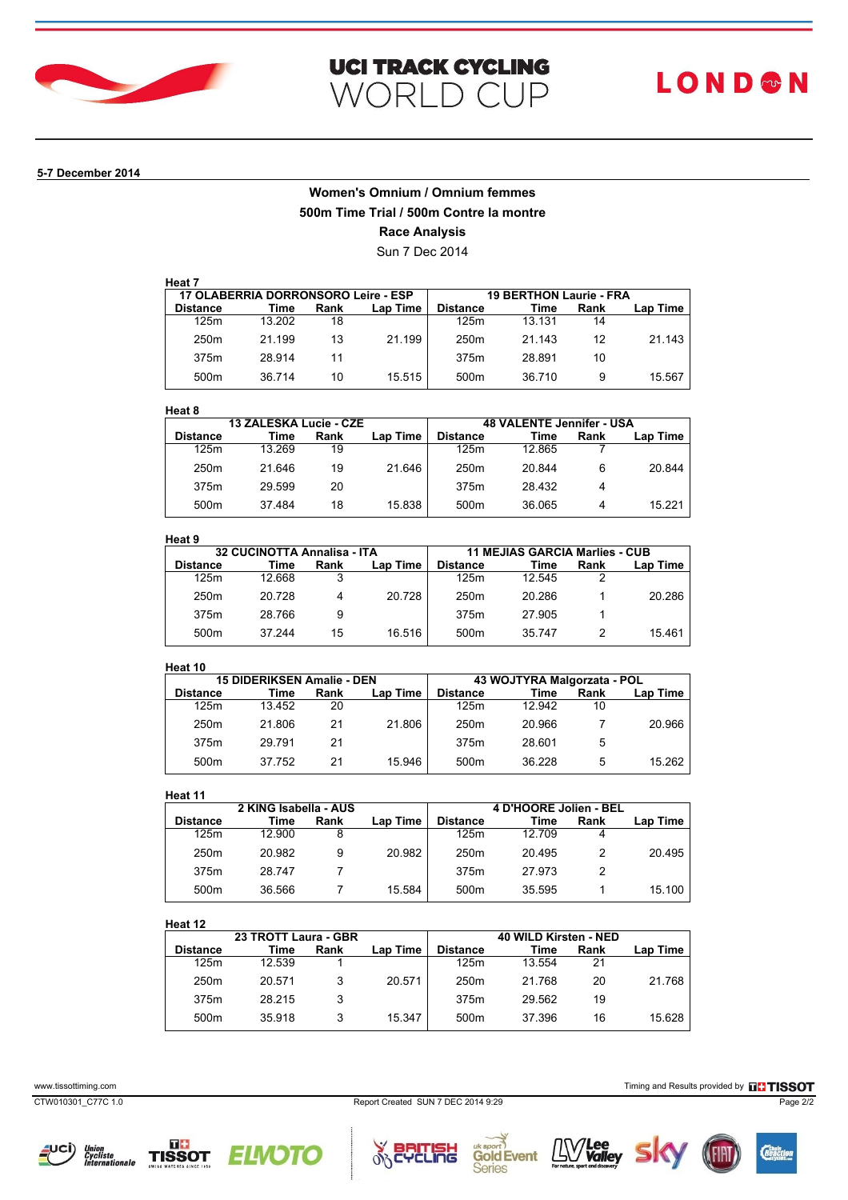# UCI TRACK CYCLING WORLD CUP

LONDON

**5-7 December 2014**

**Women's Omnium / Omnium femmes**

**500m Time Trial / 500m Contre la montre**

**Race Analysis**

Sun 7 Dec 2014

**Heat 7**

| 17 OLABERRIA DORRONSORO Leire - ESP | | | | 19 BERTHON Laurie - FRA | | | |
|---|---|---|---|---|---|---|---|
| Distance | Time | Rank | Lap Time | Distance | Time | Rank | Lap Time |
| 125m | 13.202 | 18 | | 125m | 13.131 | 14 | |
| 250m | 21.199 | 13 | 21.199 | 250m | 21.143 | 12 | 21.143 |
| 375m | 28.914 | 11 | | 375m | 28.891 | 10 | |
| 500m | 36.714 | 10 | 15.515 | 500m | 36.710 | 9 | 15.567 |

**Heat 8**

| 13 ZALESKA Lucie - CZE | | | | 48 VALENTE Jennifer - USA | | | |
|---|---|---|---|---|---|---|---|
| Distance | Time | Rank | Lap Time | Distance | Time | Rank | Lap Time |
| 125m | 13.269 | 19 | | 125m | 12.865 | 7 | |
| 250m | 21.646 | 19 | 21.646 | 250m | 20.844 | 6 | 20.844 |
| 375m | 29.599 | 20 | | 375m | 28.432 | 4 | |
| 500m | 37.484 | 18 | 15.838 | 500m | 36.065 | 4 | 15.221 |

**Heat 9**

| 32 CUCINOTTA Annalisa - ITA | | | | 11 MEJIAS GARCIA Marlies - CUB | | | |
|---|---|---|---|---|---|---|---|
| Distance | Time | Rank | Lap Time | Distance | Time | Rank | Lap Time |
| 125m | 12.668 | 3 | | 125m | 12.545 | 2 | |
| 250m | 20.728 | 4 | 20.728 | 250m | 20.286 | 1 | 20.286 |
| 375m | 28.766 | 9 | | 375m | 27.905 | 1 | |
| 500m | 37.244 | 15 | 16.516 | 500m | 35.747 | 2 | 15.461 |

**Heat 10**

| 15 DIDERIKSEN Amalie - DEN | | | | 43 WOJTYRA Malgorzata - POL | | | |
|---|---|---|---|---|---|---|---|
| Distance | Time | Rank | Lap Time | Distance | Time | Rank | Lap Time |
| 125m | 13.452 | 20 | | 125m | 12.942 | 10 | |
| 250m | 21.806 | 21 | 21.806 | 250m | 20.966 | 7 | 20.966 |
| 375m | 29.791 | 21 | | 375m | 28.601 | 5 | |
| 500m | 37.752 | 21 | 15.946 | 500m | 36.228 | 5 | 15.262 |

**Heat 11**

| 2 KING Isabella - AUS | | | | 4 D'HOORE Jolien - BEL | | | |
|---|---|---|---|---|---|---|---|
| Distance | Time | Rank | Lap Time | Distance | Time | Rank | Lap Time |
| 125m | 12.900 | 8 | | 125m | 12.709 | 4 | |
| 250m | 20.982 | 9 | 20.982 | 250m | 20.495 | 2 | 20.495 |
| 375m | 28.747 | 7 | | 375m | 27.973 | 2 | |
| 500m | 36.566 | 7 | 15.584 | 500m | 35.595 | 1 | 15.100 |

**Heat 12**

| 23 TROTT Laura - GBR | | | | 40 WILD Kirsten - NED | | | |
|---|---|---|---|---|---|---|---|
| Distance | Time | Rank | Lap Time | Distance | Time | Rank | Lap Time |
| 125m | 12.539 | 1 | | 125m | 13.554 | 21 | |
| 250m | 20.571 | 3 | 20.571 | 250m | 21.768 | 20 | 21.768 |
| 375m | 28.215 | 3 | | 375m | 29.562 | 19 | |
| 500m | 35.918 | 3 | 15.347 | 500m | 37.396 | 16 | 15.628 |

www.tissottiming.com

Timing and Results provided by TISSOT

CTW010301_C77C 1.0

Report Created SUN 7 DEC 2014 9:29